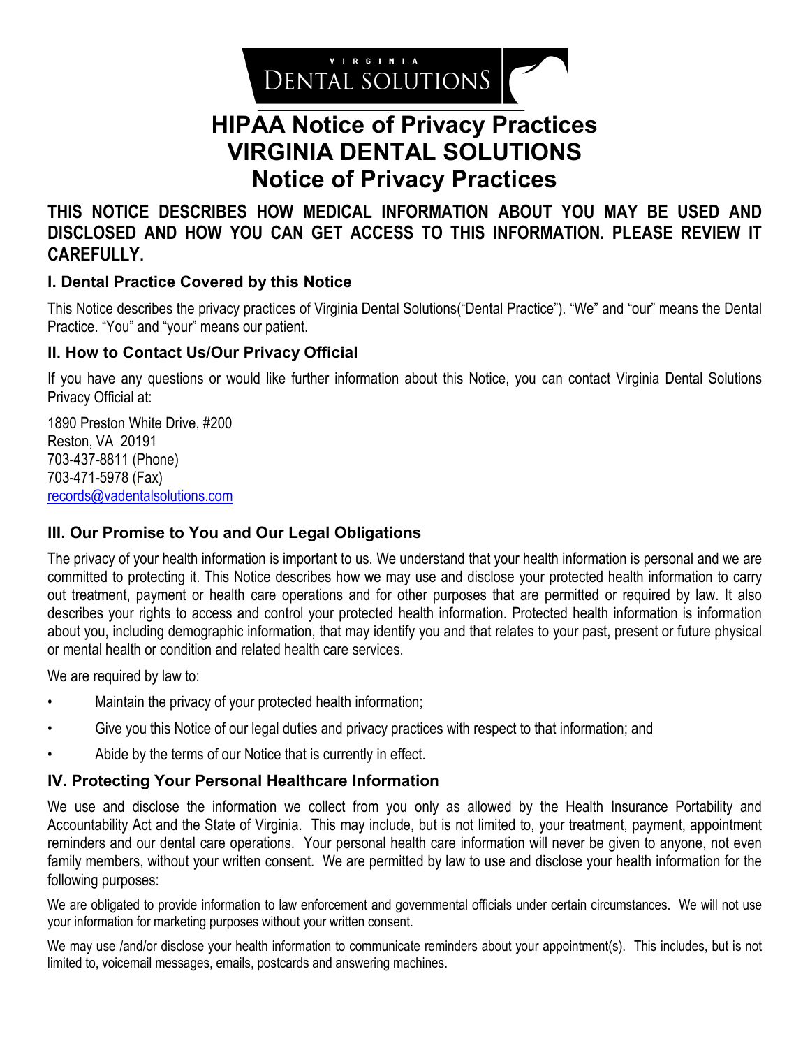VIRGINIA DENTAL SOLUTIONS

# HIPAA Notice of Privacy Practices
# VIRGINIA DENTAL SOLUTIONS
# Notice of Privacy Practices

**THIS NOTICE DESCRIBES HOW MEDICAL INFORMATION ABOUT YOU MAY BE USED AND DISCLOSED AND HOW YOU CAN GET ACCESS TO THIS INFORMATION. PLEASE REVIEW IT CAREFULLY.**

### I. Dental Practice Covered by this Notice

This Notice describes the privacy practices of Virginia Dental Solutions("Dental Practice"). "We" and "our" means the Dental Practice. "You" and "your" means our patient.

### II. How to Contact Us/Our Privacy Official

If you have any questions or would like further information about this Notice, you can contact Virginia Dental Solutions Privacy Official at:

1890 Preston White Drive, #200
Reston, VA 20191
703-437-8811 (Phone)
703-471-5978 (Fax)
records@vadentalsolutions.com

### III. Our Promise to You and Our Legal Obligations

The privacy of your health information is important to us. We understand that your health information is personal and we are committed to protecting it. This Notice describes how we may use and disclose your protected health information to carry out treatment, payment or health care operations and for other purposes that are permitted or required by law. It also describes your rights to access and control your protected health information. Protected health information is information about you, including demographic information, that may identify you and that relates to your past, present or future physical or mental health or condition and related health care services.

We are required by law to:

- Maintain the privacy of your protected health information;
- Give you this Notice of our legal duties and privacy practices with respect to that information; and
- Abide by the terms of our Notice that is currently in effect.

### IV. Protecting Your Personal Healthcare Information

We use and disclose the information we collect from you only as allowed by the Health Insurance Portability and Accountability Act and the State of Virginia. This may include, but is not limited to, your treatment, payment, appointment reminders and our dental care operations. Your personal health care information will never be given to anyone, not even family members, without your written consent. We are permitted by law to use and disclose your health information for the following purposes:

We are obligated to provide information to law enforcement and governmental officials under certain circumstances. We will not use your information for marketing purposes without your written consent.

We may use /and/or disclose your health information to communicate reminders about your appointment(s). This includes, but is not limited to, voicemail messages, emails, postcards and answering machines.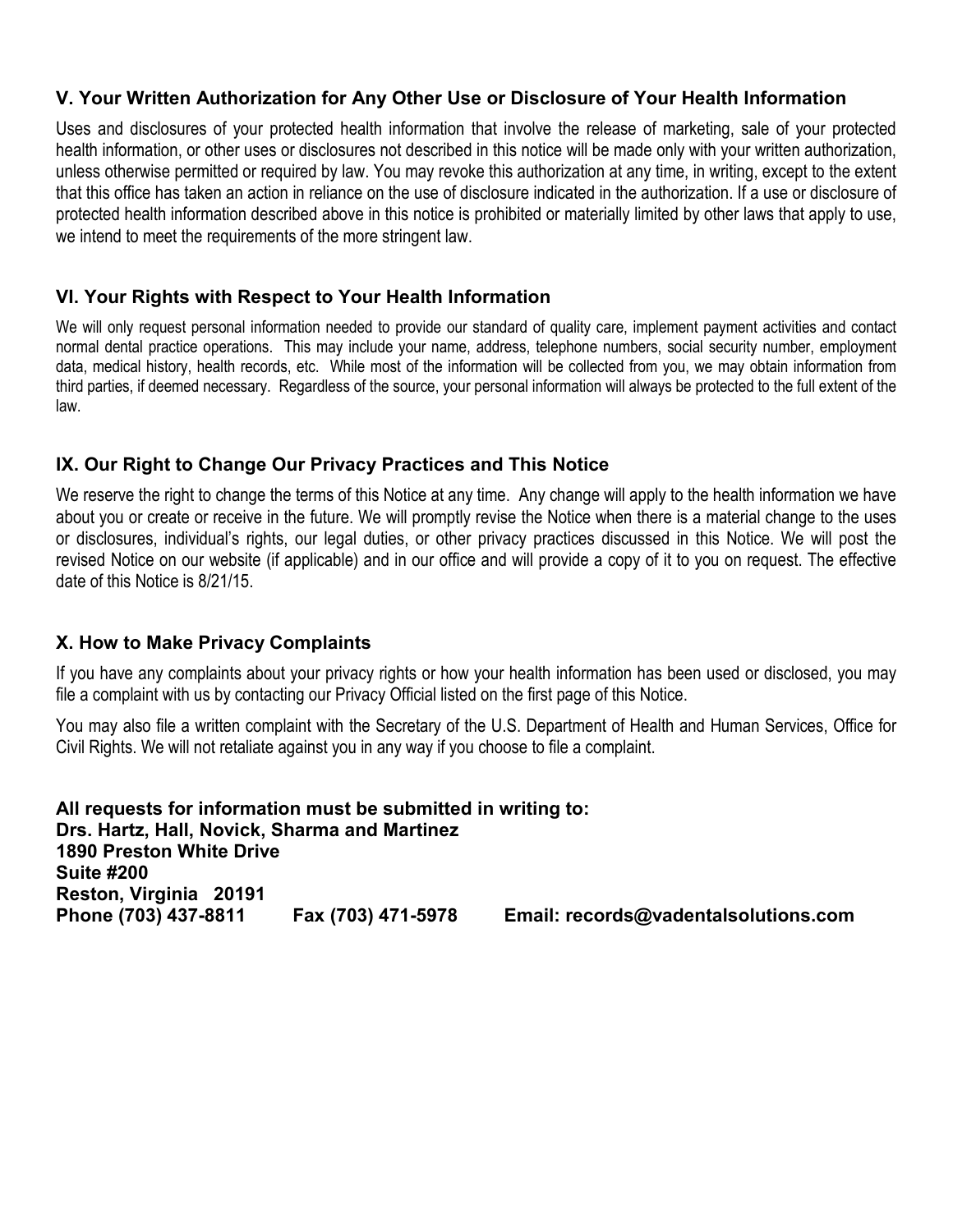## V. Your Written Authorization for Any Other Use or Disclosure of Your Health Information

Uses and disclosures of your protected health information that involve the release of marketing, sale of your protected health information, or other uses or disclosures not described in this notice will be made only with your written authorization, unless otherwise permitted or required by law. You may revoke this authorization at any time, in writing, except to the extent that this office has taken an action in reliance on the use of disclosure indicated in the authorization. If a use or disclosure of protected health information described above in this notice is prohibited or materially limited by other laws that apply to use, we intend to meet the requirements of the more stringent law.

## VI. Your Rights with Respect to Your Health Information

We will only request personal information needed to provide our standard of quality care, implement payment activities and contact normal dental practice operations. This may include your name, address, telephone numbers, social security number, employment data, medical history, health records, etc. While most of the information will be collected from you, we may obtain information from third parties, if deemed necessary. Regardless of the source, your personal information will always be protected to the full extent of the law.

## IX. Our Right to Change Our Privacy Practices and This Notice

We reserve the right to change the terms of this Notice at any time. Any change will apply to the health information we have about you or create or receive in the future. We will promptly revise the Notice when there is a material change to the uses or disclosures, individual's rights, our legal duties, or other privacy practices discussed in this Notice. We will post the revised Notice on our website (if applicable) and in our office and will provide a copy of it to you on request. The effective date of this Notice is 8/21/15.

## X. How to Make Privacy Complaints

If you have any complaints about your privacy rights or how your health information has been used or disclosed, you may file a complaint with us by contacting our Privacy Official listed on the first page of this Notice.

You may also file a written complaint with the Secretary of the U.S. Department of Health and Human Services, Office for Civil Rights. We will not retaliate against you in any way if you choose to file a complaint.

**All requests for information must be submitted in writing to:**
**Drs. Hartz, Hall, Novick, Sharma and Martinez**
**1890 Preston White Drive**
**Suite #200**
**Reston, Virginia 20191**
**Phone (703) 437-8811 Fax (703) 471-5978 Email: records@vadentalsolutions.com**